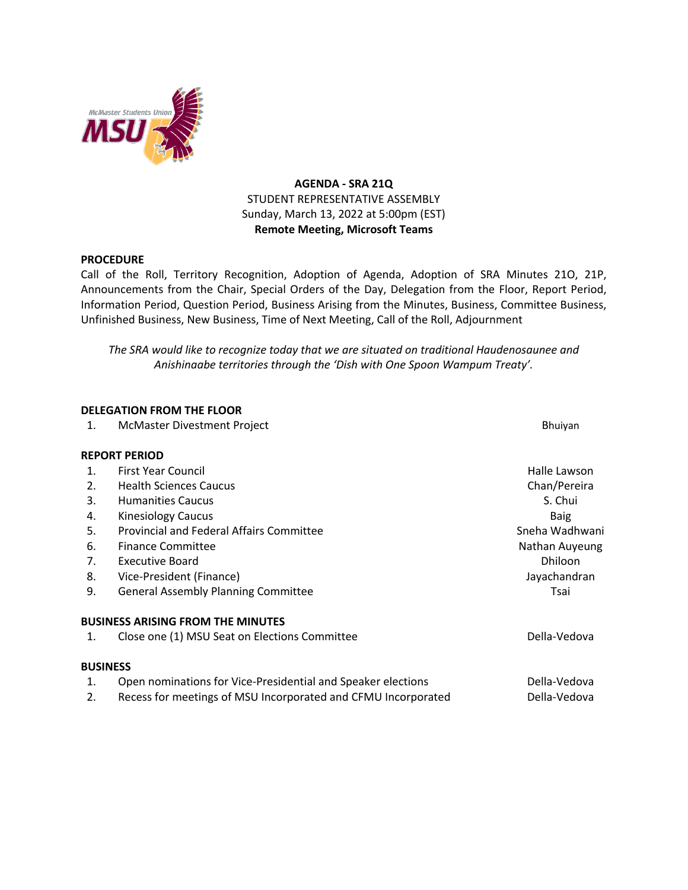**AGENDA - SRA 21Q**
STUDENT REPRESENTATIVE ASSEMBLY
Sunday, March 13, 2022 at 5:00pm (EST)
**Remote Meeting, Microsoft Teams**

**PROCEDURE**

Call of the Roll, Territory Recognition, Adoption of Agenda, Adoption of SRA Minutes 21O, 21P, Announcements from the Chair, Special Orders of the Day, Delegation from the Floor, Report Period, Information Period, Question Period, Business Arising from the Minutes, Business, Committee Business, Unfinished Business, New Business, Time of Next Meeting, Call of the Roll, Adjournment

*The SRA would like to recognize today that we are situated on traditional Haudenosaunee and Anishinaabe territories through the 'Dish with One Spoon Wampum Treaty'.*

**DELEGATION FROM THE FLOOR**

| | | |
|---|---|---|
| 1. | McMaster Divestment Project | Bhuiyan |

**REPORT PERIOD**

| | | |
|---|---|---|
| 1. | First Year Council | Halle Lawson |
| 2. | Health Sciences Caucus | Chan/Pereira |
| 3. | Humanities Caucus | S. Chui |
| 4. | Kinesiology Caucus | Baig |
| 5. | Provincial and Federal Affairs Committee | Sneha Wadhwani |
| 6. | Finance Committee | Nathan Auyeung |
| 7. | Executive Board | Dhiloon |
| 8. | Vice-President (Finance) | Jayachandran |
| 9. | General Assembly Planning Committee | Tsai |

**BUSINESS ARISING FROM THE MINUTES**

| | | |
|---|---|---|
| 1. | Close one (1) MSU Seat on Elections Committee | Della-Vedova |

**BUSINESS**

| | | |
|---|---|---|
| 1. | Open nominations for Vice-Presidential and Speaker elections | Della-Vedova |
| 2. | Recess for meetings of MSU Incorporated and CFMU Incorporated | Della-Vedova |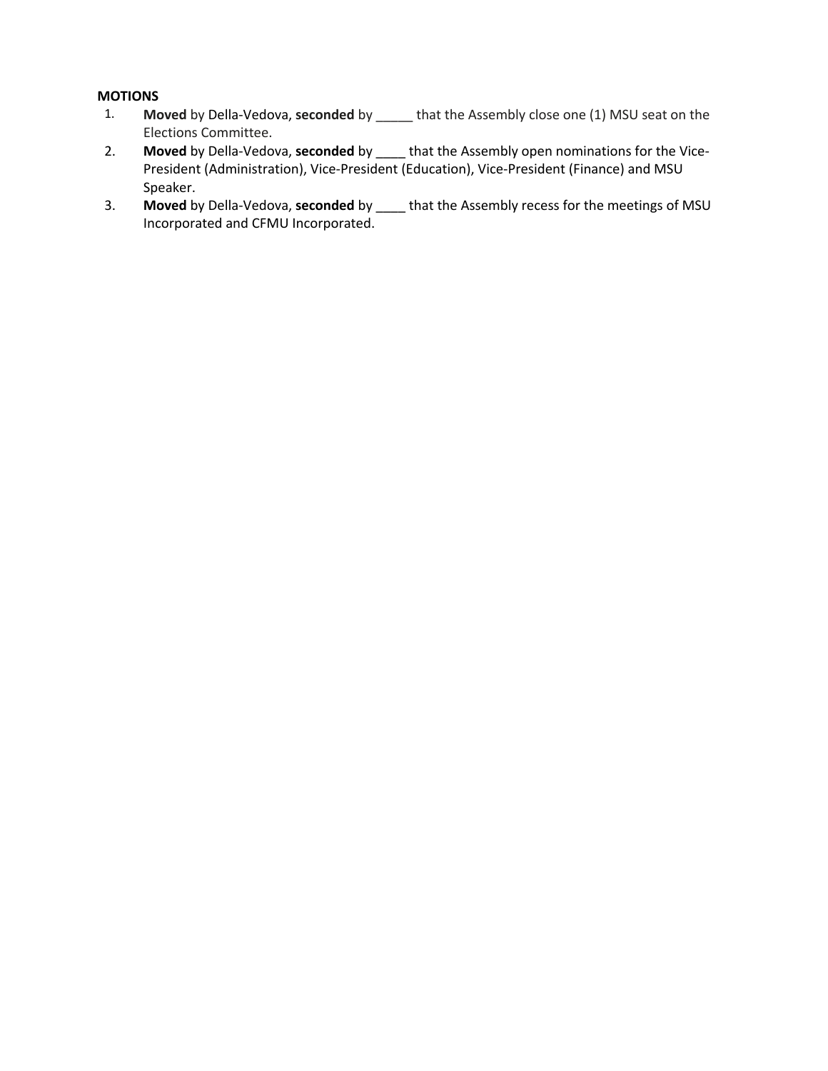**MOTIONS**

1. **Moved** by Della-Vedova, **seconded** by _____ that the Assembly close one (1) MSU seat on the Elections Committee.
2. **Moved** by Della-Vedova, **seconded** by ____ that the Assembly open nominations for the Vice-President (Administration), Vice-President (Education), Vice-President (Finance) and MSU Speaker.
3. **Moved** by Della-Vedova, **seconded** by ____ that the Assembly recess for the meetings of MSU Incorporated and CFMU Incorporated.